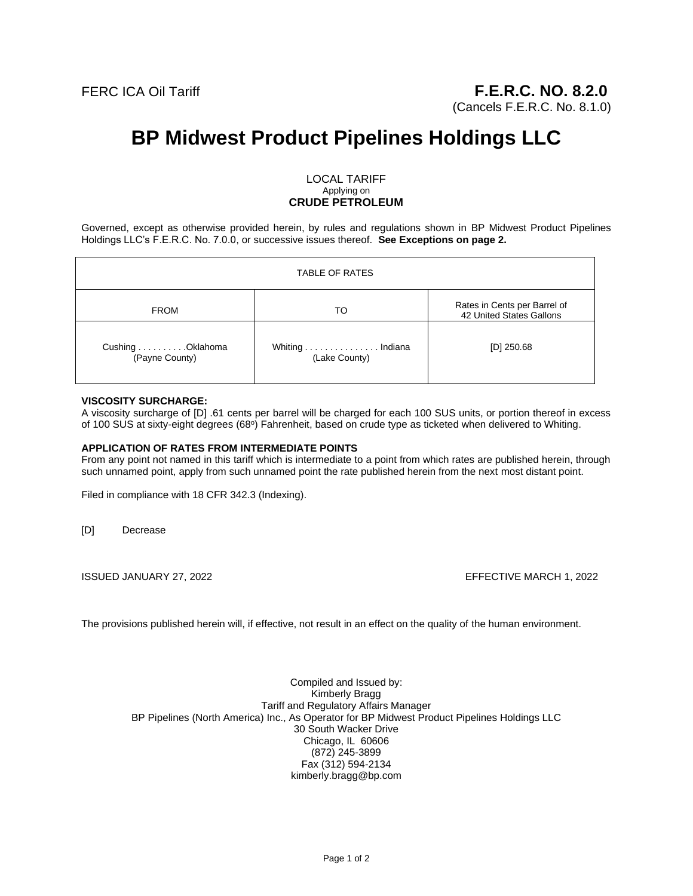FERC ICA Oil Tariff

**F.E.R.C. NO. 8.2.0**
(Cancels F.E.R.C. No. 8.1.0)

# BP Midwest Product Pipelines Holdings LLC

LOCAL TARIFF
Applying on
**CRUDE PETROLEUM**

Governed, except as otherwise provided herein, by rules and regulations shown in BP Midwest Product Pipelines Holdings LLC's F.E.R.C. No. 7.0.0, or successive issues thereof. **See Exceptions on page 2.**

| TABLE OF RATES | | |
|---|---|---|
| FROM | TO | Rates in Cents per Barrel of 42 United States Gallons |
| Cushing . . . . . . . . . .Oklahoma (Payne County) | Whiting . . . . . . . . . . . . . . . Indiana (Lake County) | [D] 250.68 |

**VISCOSITY SURCHARGE:**
A viscosity surcharge of [D] .61 cents per barrel will be charged for each 100 SUS units, or portion thereof in excess of 100 SUS at sixty-eight degrees (68°) Fahrenheit, based on crude type as ticketed when delivered to Whiting.

**APPLICATION OF RATES FROM INTERMEDIATE POINTS**
From any point not named in this tariff which is intermediate to a point from which rates are published herein, through such unnamed point, apply from such unnamed point the rate published herein from the next most distant point.

Filed in compliance with 18 CFR 342.3 (Indexing).

[D] Decrease

ISSUED JANUARY 27, 2022

EFFECTIVE MARCH 1, 2022

The provisions published herein will, if effective, not result in an effect on the quality of the human environment.

Compiled and Issued by:
Kimberly Bragg
Tariff and Regulatory Affairs Manager
BP Pipelines (North America) Inc., As Operator for BP Midwest Product Pipelines Holdings LLC
30 South Wacker Drive
Chicago, IL 60606
(872) 245-3899
Fax (312) 594-2134
kimberly.bragg@bp.com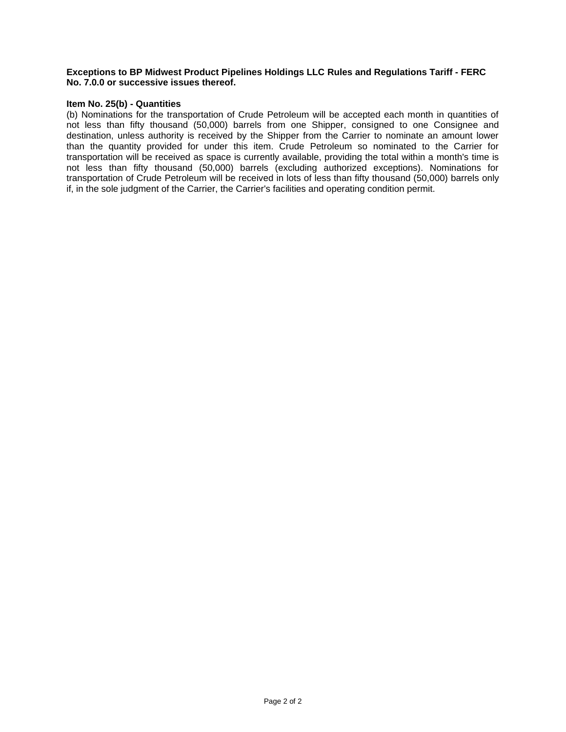**Exceptions to BP Midwest Product Pipelines Holdings LLC Rules and Regulations Tariff - FERC No. 7.0.0 or successive issues thereof.**

**Item No. 25(b) - Quantities**

(b) Nominations for the transportation of Crude Petroleum will be accepted each month in quantities of not less than fifty thousand (50,000) barrels from one Shipper, consigned to one Consignee and destination, unless authority is received by the Shipper from the Carrier to nominate an amount lower than the quantity provided for under this item. Crude Petroleum so nominated to the Carrier for transportation will be received as space is currently available, providing the total within a month's time is not less than fifty thousand (50,000) barrels (excluding authorized exceptions). Nominations for transportation of Crude Petroleum will be received in lots of less than fifty thousand (50,000) barrels only if, in the sole judgment of the Carrier, the Carrier's facilities and operating condition permit.